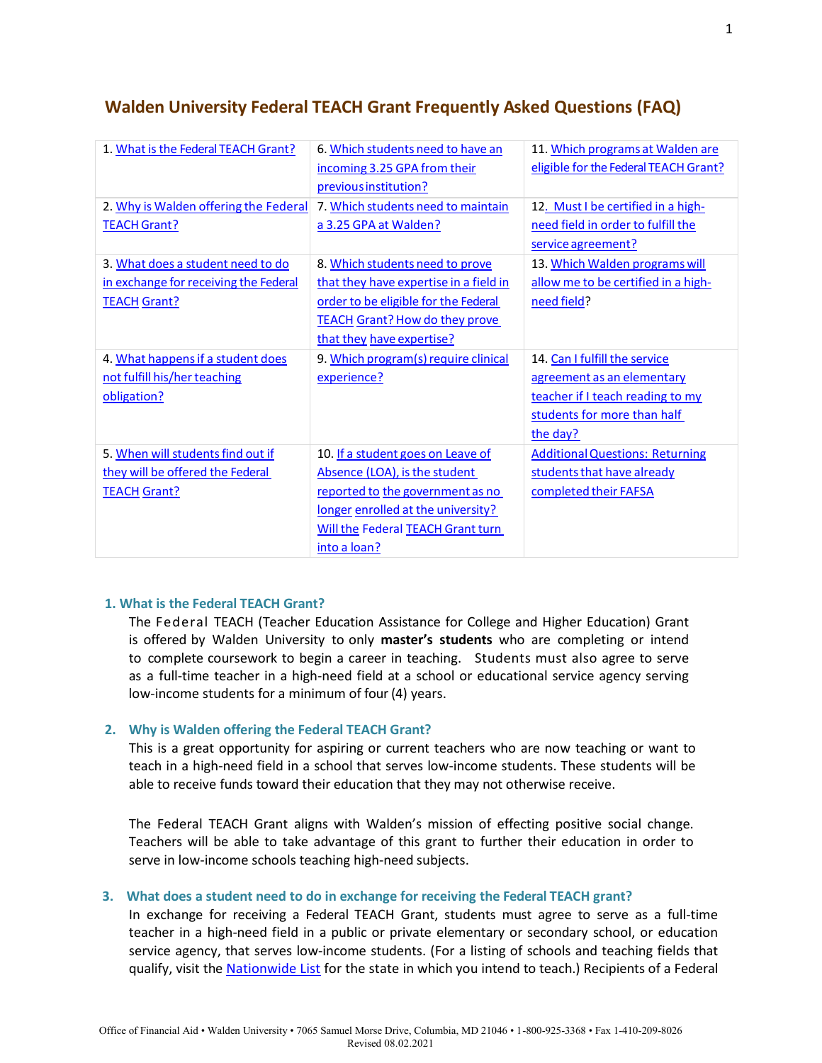# Walden University Federal TEACH Grant Frequently Asked Questions (FAQ)

| | | |
|---|---|---|
| 1. What is the Federal TEACH Grant? | 6. Which students need to have an incoming 3.25 GPA from their previous institution? | 11. Which programs at Walden are eligible for the Federal TEACH Grant? |
| 2. Why is Walden offering the Federal TEACH Grant? | 7. Which students need to maintain a 3.25 GPA at Walden? | 12. Must I be certified in a high-need field in order to fulfill the service agreement? |
| 3. What does a student need to do in exchange for receiving the Federal TEACH Grant? | 8. Which students need to prove that they have expertise in a field in order to be eligible for the Federal TEACH Grant? How do they prove that they have expertise? | 13. Which Walden programs will allow me to be certified in a high-need field? |
| 4. What happens if a student does not fulfill his/her teaching obligation? | 9. Which program(s) require clinical experience? | 14. Can I fulfill the service agreement as an elementary teacher if I teach reading to my students for more than half the day? |
| 5. When will students find out if they will be offered the Federal TEACH Grant? | 10. If a student goes on Leave of Absence (LOA), is the student reported to the government as no longer enrolled at the university? Will the Federal TEACH Grant turn into a loan? | Additional Questions: Returning students that have already completed their FAFSA |

### 1. What is the Federal TEACH Grant?

The Federal TEACH (Teacher Education Assistance for College and Higher Education) Grant is offered by Walden University to only **master's students** who are completing or intend to complete coursework to begin a career in teaching. Students must also agree to serve as a full-time teacher in a high-need field at a school or educational service agency serving low-income students for a minimum of four (4) years.

### 2. Why is Walden offering the Federal TEACH Grant?

This is a great opportunity for aspiring or current teachers who are now teaching or want to teach in a high-need field in a school that serves low-income students. These students will be able to receive funds toward their education that they may not otherwise receive.

The Federal TEACH Grant aligns with Walden's mission of effecting positive social change. Teachers will be able to take advantage of this grant to further their education in order to serve in low-income schools teaching high-need subjects.

### 3. What does a student need to do in exchange for receiving the Federal TEACH grant?

In exchange for receiving a Federal TEACH Grant, students must agree to serve as a full-time teacher in a high-need field in a public or private elementary or secondary school, or education service agency, that serves low-income students. (For a listing of schools and teaching fields that qualify, visit the Nationwide List for the state in which you intend to teach.) Recipients of a Federal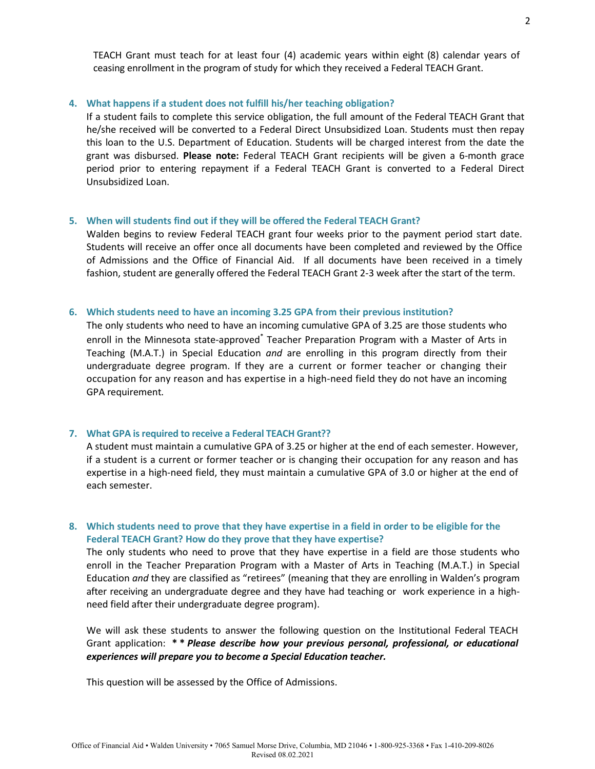TEACH Grant must teach for at least four (4) academic years within eight (8) calendar years of ceasing enrollment in the program of study for which they received a Federal TEACH Grant.

4. **What happens if a student does not fulfill his/her teaching obligation?**

   If a student fails to complete this service obligation, the full amount of the Federal TEACH Grant that he/she received will be converted to a Federal Direct Unsubsidized Loan. Students must then repay this loan to the U.S. Department of Education. Students will be charged interest from the date the grant was disbursed. **Please note:** Federal TEACH Grant recipients will be given a 6-month grace period prior to entering repayment if a Federal TEACH Grant is converted to a Federal Direct Unsubsidized Loan.

5. **When will students find out if they will be offered the Federal TEACH Grant?**

   Walden begins to review Federal TEACH grant four weeks prior to the payment period start date. Students will receive an offer once all documents have been completed and reviewed by the Office of Admissions and the Office of Financial Aid. If all documents have been received in a timely fashion, student are generally offered the Federal TEACH Grant 2-3 week after the start of the term.

6. **Which students need to have an incoming 3.25 GPA from their previous institution?**

   The only students who need to have an incoming cumulative GPA of 3.25 are those students who enroll in the Minnesota state-approved* Teacher Preparation Program with a Master of Arts in Teaching (M.A.T.) in Special Education *and* are enrolling in this program directly from their undergraduate degree program. If they are a current or former teacher or changing their occupation for any reason and has expertise in a high-need field they do not have an incoming GPA requirement.

7. **What GPA is required to receive a Federal TEACH Grant??**

   A student must maintain a cumulative GPA of 3.25 or higher at the end of each semester. However, if a student is a current or former teacher or is changing their occupation for any reason and has expertise in a high-need field, they must maintain a cumulative GPA of 3.0 or higher at the end of each semester.

8. **Which students need to prove that they have expertise in a field in order to be eligible for the Federal TEACH Grant? How do they prove that they have expertise?**

   The only students who need to prove that they have expertise in a field are those students who enroll in the Teacher Preparation Program with a Master of Arts in Teaching (M.A.T.) in Special Education *and* they are classified as "retirees" (meaning that they are enrolling in Walden's program after receiving an undergraduate degree and they have had teaching or work experience in a high-need field after their undergraduate degree program).

   We will ask these students to answer the following question on the Institutional Federal TEACH Grant application: ***\* \* Please describe how your previous personal, professional, or educational experiences will prepare you to become a Special Education teacher.***

   This question will be assessed by the Office of Admissions.

Office of Financial Aid • Walden University • 7065 Samuel Morse Drive, Columbia, MD 21046 • 1-800-925-3368 • Fax 1-410-209-8026
Revised 08.02.2021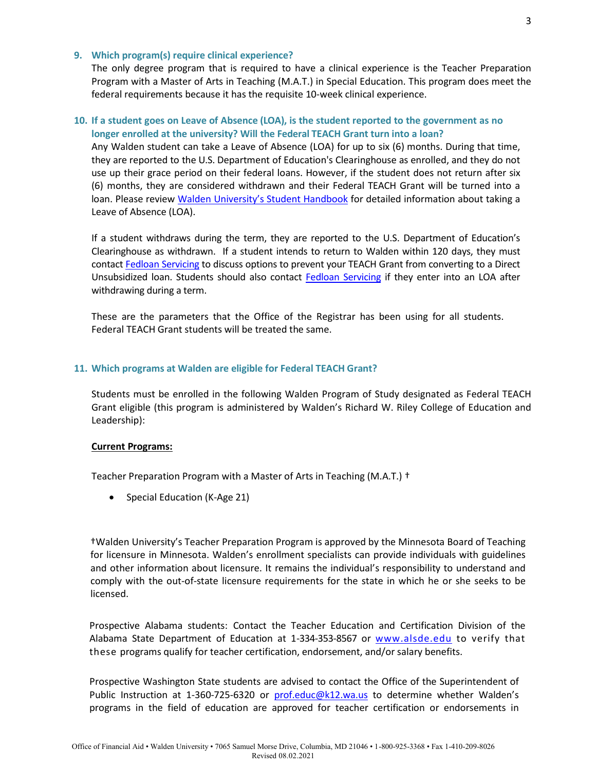### 9. Which program(s) require clinical experience?

The only degree program that is required to have a clinical experience is the Teacher Preparation Program with a Master of Arts in Teaching (M.A.T.) in Special Education. This program does meet the federal requirements because it has the requisite 10-week clinical experience.

### 10. If a student goes on Leave of Absence (LOA), is the student reported to the government as no longer enrolled at the university? Will the Federal TEACH Grant turn into a loan?

Any Walden student can take a Leave of Absence (LOA) for up to six (6) months. During that time, they are reported to the U.S. Department of Education's Clearinghouse as enrolled, and they do not use up their grace period on their federal loans. However, if the student does not return after six (6) months, they are considered withdrawn and their Federal TEACH Grant will be turned into a loan. Please review Walden University's Student Handbook for detailed information about taking a Leave of Absence (LOA).

If a student withdraws during the term, they are reported to the U.S. Department of Education's Clearinghouse as withdrawn. If a student intends to return to Walden within 120 days, they must contact Fedloan Servicing to discuss options to prevent your TEACH Grant from converting to a Direct Unsubsidized loan. Students should also contact Fedloan Servicing if they enter into an LOA after withdrawing during a term.

These are the parameters that the Office of the Registrar has been using for all students. Federal TEACH Grant students will be treated the same.

### 11. Which programs at Walden are eligible for Federal TEACH Grant?

Students must be enrolled in the following Walden Program of Study designated as Federal TEACH Grant eligible (this program is administered by Walden's Richard W. Riley College of Education and Leadership):

**Current Programs:**

Teacher Preparation Program with a Master of Arts in Teaching (M.A.T.) †

- Special Education (K-Age 21)

†Walden University's Teacher Preparation Program is approved by the Minnesota Board of Teaching for licensure in Minnesota. Walden's enrollment specialists can provide individuals with guidelines and other information about licensure. It remains the individual's responsibility to understand and comply with the out-of-state licensure requirements for the state in which he or she seeks to be licensed.

Prospective Alabama students: Contact the Teacher Education and Certification Division of the Alabama State Department of Education at 1-334-353-8567 or www.alsde.edu to verify that these programs qualify for teacher certification, endorsement, and/or salary benefits.

Prospective Washington State students are advised to contact the Office of the Superintendent of Public Instruction at 1-360-725-6320 or prof.educ@k12.wa.us to determine whether Walden's programs in the field of education are approved for teacher certification or endorsements in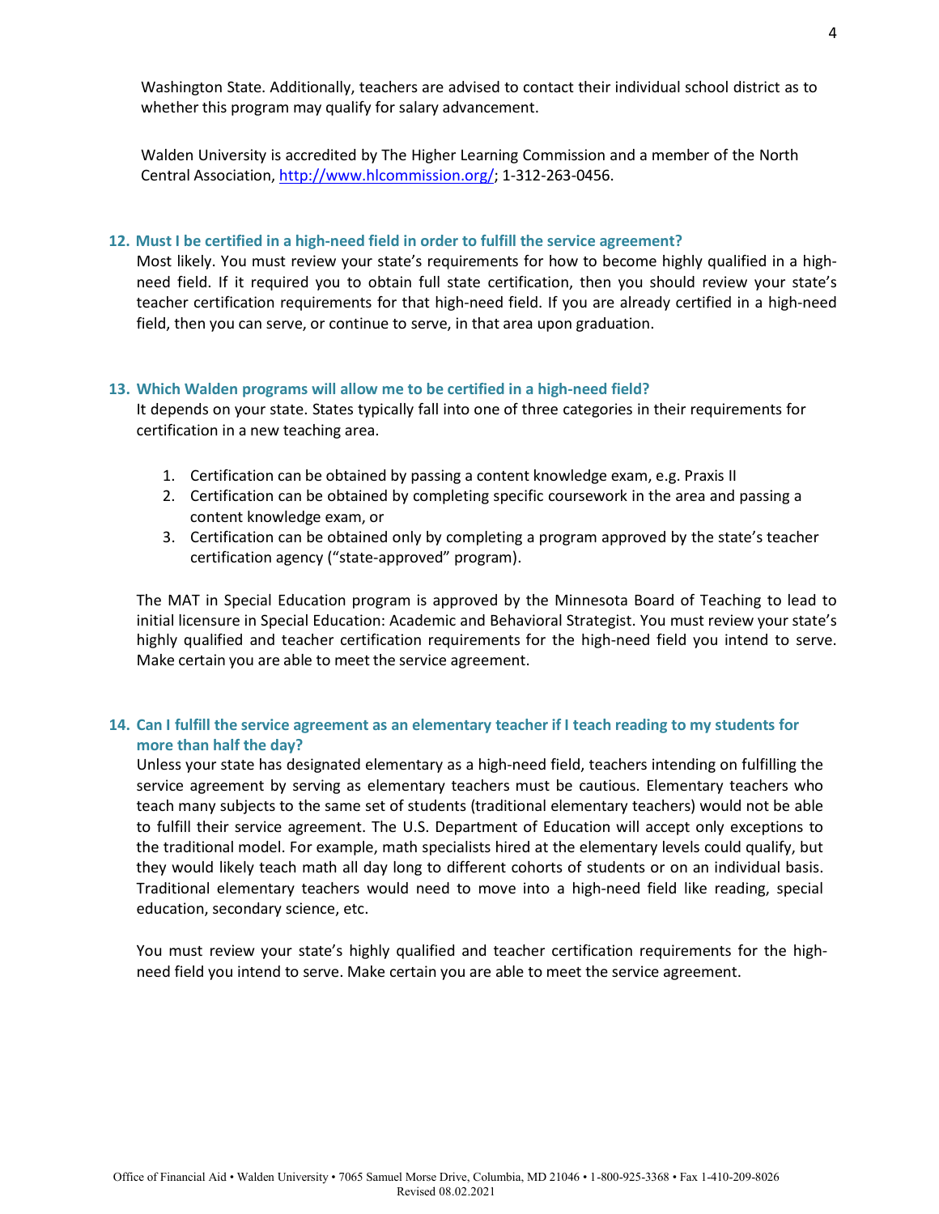Washington State. Additionally, teachers are advised to contact their individual school district as to whether this program may qualify for salary advancement.

Walden University is accredited by The Higher Learning Commission and a member of the North Central Association, http://www.hlcommission.org/; 1-312-263-0456.

### 12. Must I be certified in a high-need field in order to fulfill the service agreement?

Most likely. You must review your state's requirements for how to become highly qualified in a high-need field. If it required you to obtain full state certification, then you should review your state's teacher certification requirements for that high-need field. If you are already certified in a high-need field, then you can serve, or continue to serve, in that area upon graduation.

### 13. Which Walden programs will allow me to be certified in a high-need field?

It depends on your state. States typically fall into one of three categories in their requirements for certification in a new teaching area.

1. Certification can be obtained by passing a content knowledge exam, e.g. Praxis II
2. Certification can be obtained by completing specific coursework in the area and passing a content knowledge exam, or
3. Certification can be obtained only by completing a program approved by the state's teacher certification agency ("state-approved" program).

The MAT in Special Education program is approved by the Minnesota Board of Teaching to lead to initial licensure in Special Education: Academic and Behavioral Strategist. You must review your state's highly qualified and teacher certification requirements for the high-need field you intend to serve. Make certain you are able to meet the service agreement.

### 14. Can I fulfill the service agreement as an elementary teacher if I teach reading to my students for more than half the day?

Unless your state has designated elementary as a high-need field, teachers intending on fulfilling the service agreement by serving as elementary teachers must be cautious. Elementary teachers who teach many subjects to the same set of students (traditional elementary teachers) would not be able to fulfill their service agreement. The U.S. Department of Education will accept only exceptions to the traditional model. For example, math specialists hired at the elementary levels could qualify, but they would likely teach math all day long to different cohorts of students or on an individual basis. Traditional elementary teachers would need to move into a high-need field like reading, special education, secondary science, etc.

You must review your state's highly qualified and teacher certification requirements for the high-need field you intend to serve. Make certain you are able to meet the service agreement.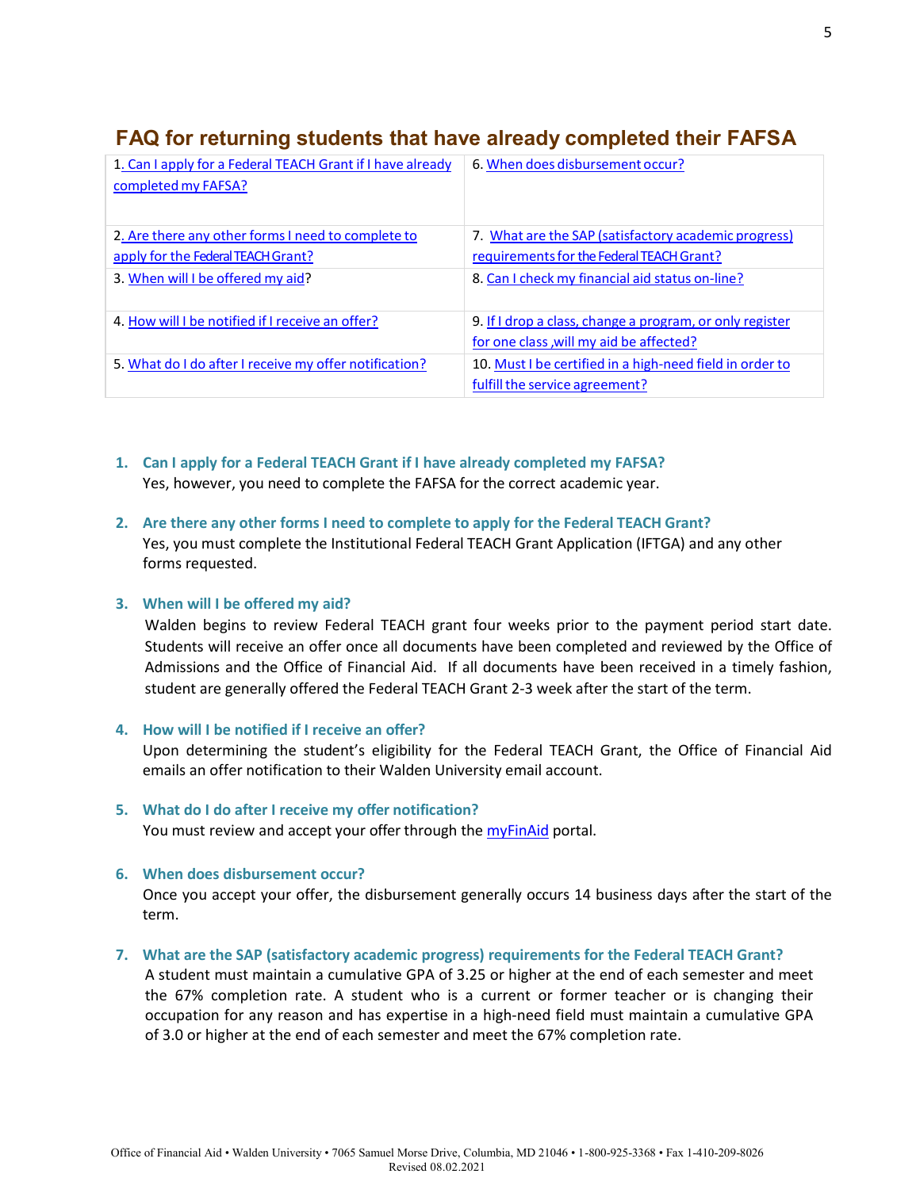## FAQ for returning students that have already completed their FAFSA

| | |
|---|---|
| 1. Can I apply for a Federal TEACH Grant if I have already completed my FAFSA? | 6. When does disbursement occur? |
| 2. Are there any other forms I need to complete to apply for the Federal TEACH Grant? | 7. What are the SAP (satisfactory academic progress) requirements for the Federal TEACH Grant? |
| 3. When will I be offered my aid? | 8. Can I check my financial aid status on-line? |
| 4. How will I be notified if I receive an offer? | 9. If I drop a class, change a program, or only register for one class ,will my aid be affected? |
| 5. What do I do after I receive my offer notification? | 10. Must I be certified in a high-need field in order to fulfill the service agreement? |

1. **Can I apply for a Federal TEACH Grant if I have already completed my FAFSA?**
   Yes, however, you need to complete the FAFSA for the correct academic year.

2. **Are there any other forms I need to complete to apply for the Federal TEACH Grant?**
   Yes, you must complete the Institutional Federal TEACH Grant Application (IFTGA) and any other forms requested.

3. **When will I be offered my aid?**
   Walden begins to review Federal TEACH grant four weeks prior to the payment period start date. Students will receive an offer once all documents have been completed and reviewed by the Office of Admissions and the Office of Financial Aid. If all documents have been received in a timely fashion, student are generally offered the Federal TEACH Grant 2-3 week after the start of the term.

4. **How will I be notified if I receive an offer?**
   Upon determining the student's eligibility for the Federal TEACH Grant, the Office of Financial Aid emails an offer notification to their Walden University email account.

5. **What do I do after I receive my offer notification?**
   You must review and accept your offer through the myFinAid portal.

6. **When does disbursement occur?**
   Once you accept your offer, the disbursement generally occurs 14 business days after the start of the term.

7. **What are the SAP (satisfactory academic progress) requirements for the Federal TEACH Grant?**
   A student must maintain a cumulative GPA of 3.25 or higher at the end of each semester and meet the 67% completion rate. A student who is a current or former teacher or is changing their occupation for any reason and has expertise in a high-need field must maintain a cumulative GPA of 3.0 or higher at the end of each semester and meet the 67% completion rate.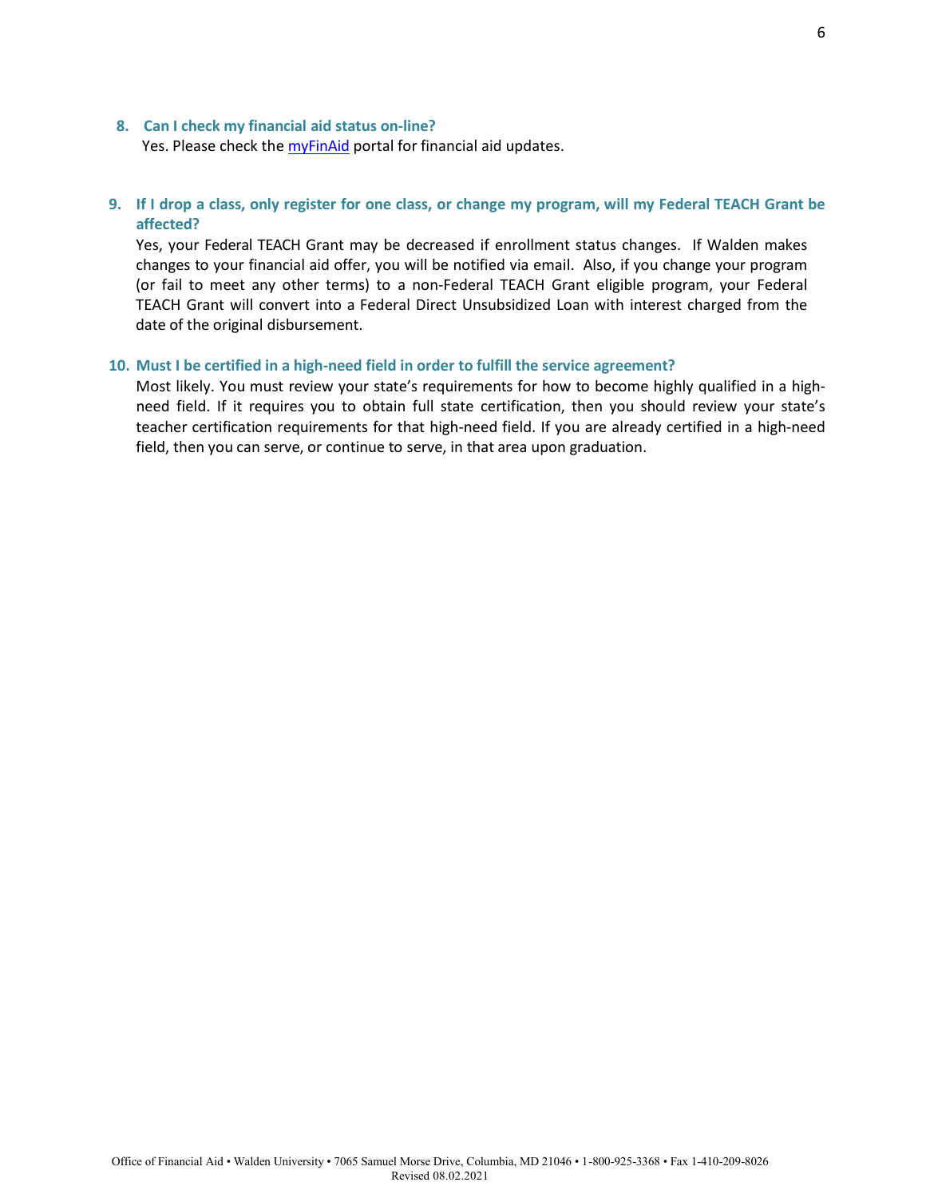8. **Can I check my financial aid status on-line?**

   Yes. Please check the myFinAid portal for financial aid updates.

9. **If I drop a class, only register for one class, or change my program, will my Federal TEACH Grant be affected?**

   Yes, your Federal TEACH Grant may be decreased if enrollment status changes. If Walden makes changes to your financial aid offer, you will be notified via email. Also, if you change your program (or fail to meet any other terms) to a non-Federal TEACH Grant eligible program, your Federal TEACH Grant will convert into a Federal Direct Unsubsidized Loan with interest charged from the date of the original disbursement.

10. **Must I be certified in a high-need field in order to fulfill the service agreement?**

    Most likely. You must review your state's requirements for how to become highly qualified in a high-need field. If it requires you to obtain full state certification, then you should review your state's teacher certification requirements for that high-need field. If you are already certified in a high-need field, then you can serve, or continue to serve, in that area upon graduation.

Office of Financial Aid • Walden University • 7065 Samuel Morse Drive, Columbia, MD 21046 • 1-800-925-3368 • Fax 1-410-209-8026
Revised 08.02.2021